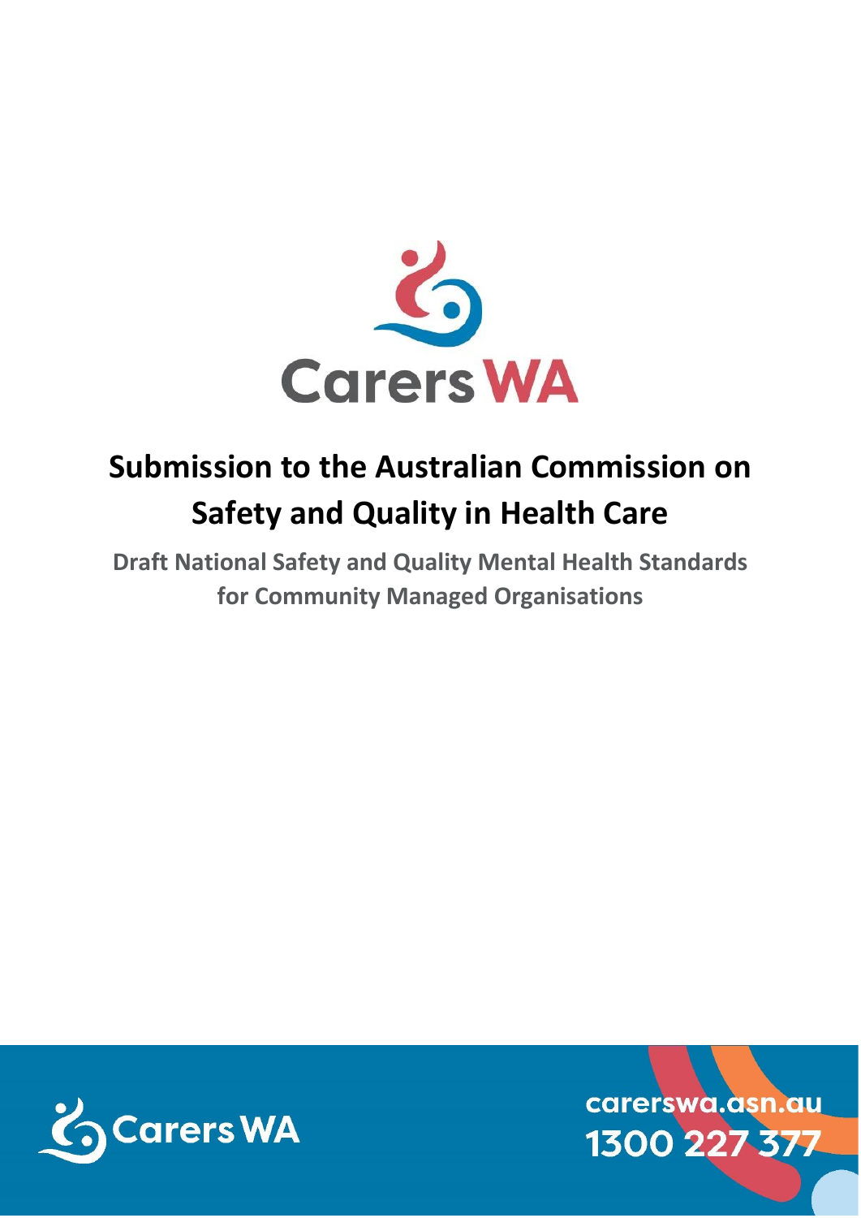Carers WA

# Submission to the Australian Commission on Safety and Quality in Health Care

## Draft National Safety and Quality Mental Health Standards for Community Managed Organisations

carerswa.asn.au

1300 227 377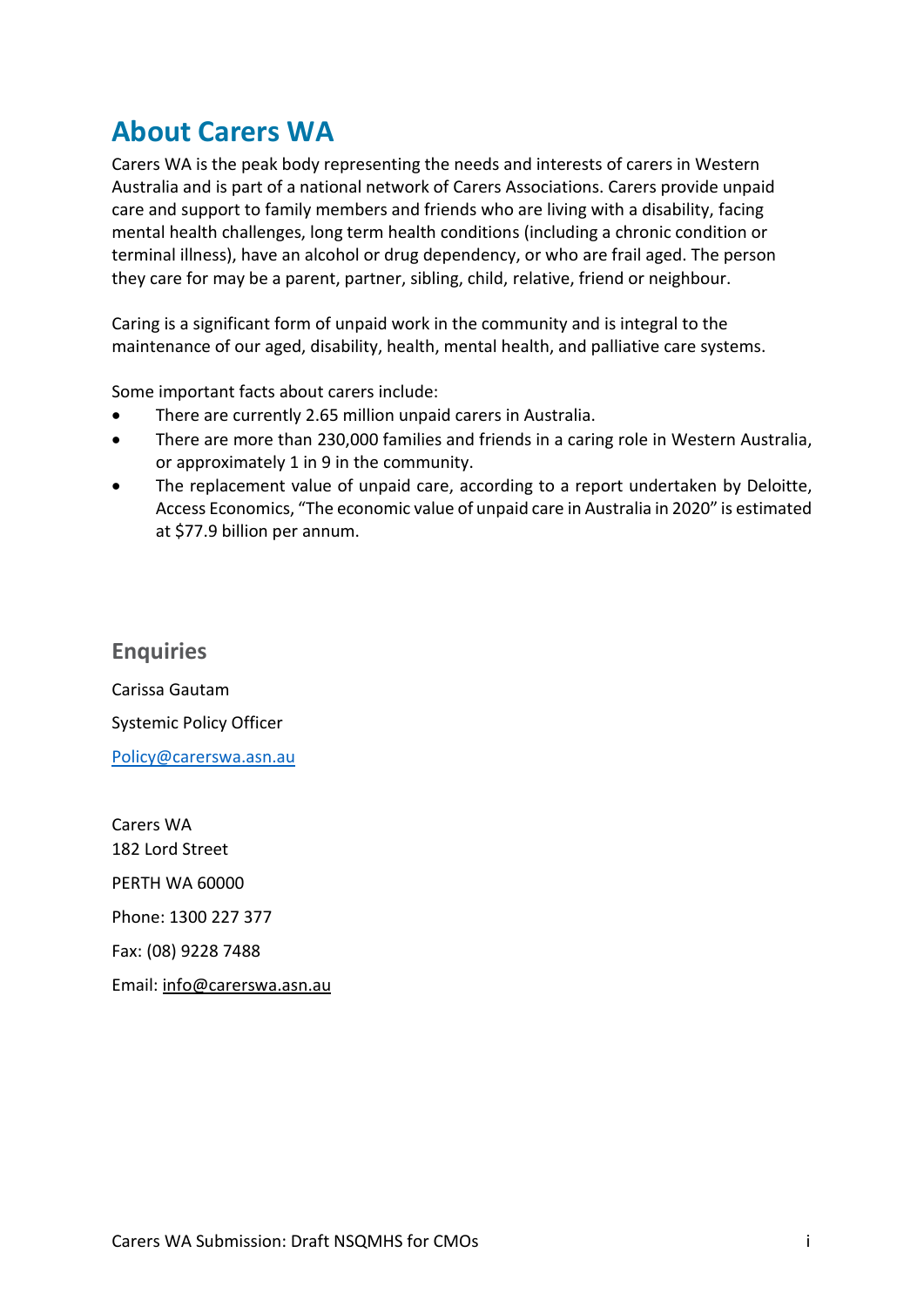# About Carers WA

Carers WA is the peak body representing the needs and interests of carers in Western Australia and is part of a national network of Carers Associations. Carers provide unpaid care and support to family members and friends who are living with a disability, facing mental health challenges, long term health conditions (including a chronic condition or terminal illness), have an alcohol or drug dependency, or who are frail aged. The person they care for may be a parent, partner, sibling, child, relative, friend or neighbour.

Caring is a significant form of unpaid work in the community and is integral to the maintenance of our aged, disability, health, mental health, and palliative care systems.

Some important facts about carers include:

- There are currently 2.65 million unpaid carers in Australia.
- There are more than 230,000 families and friends in a caring role in Western Australia, or approximately 1 in 9 in the community.
- The replacement value of unpaid care, according to a report undertaken by Deloitte, Access Economics, "The economic value of unpaid care in Australia in 2020" is estimated at $77.9 billion per annum.

## Enquiries

Carissa Gautam

Systemic Policy Officer

Policy@carerswa.asn.au

Carers WA
182 Lord Street

PERTH WA 60000

Phone: 1300 227 377

Fax: (08) 9228 7488

Email: info@carerswa.asn.au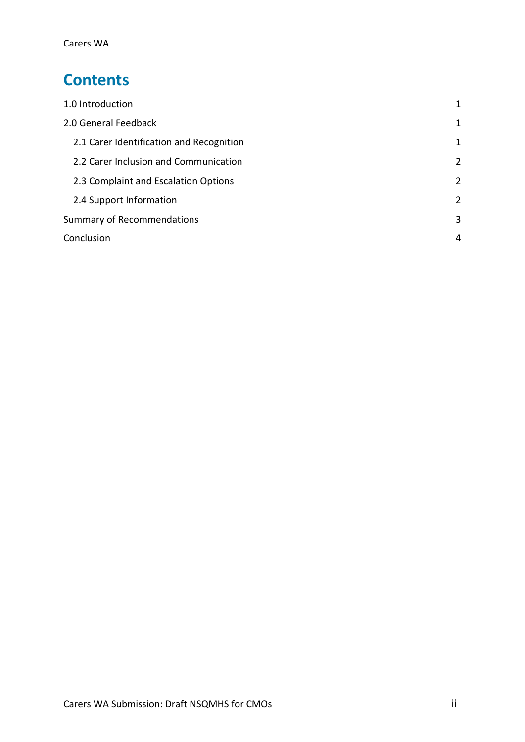# Contents

| | |
|---|---|
| 1.0 Introduction | 1 |
| 2.0 General Feedback | 1 |
| 2.1 Carer Identification and Recognition | 1 |
| 2.2 Carer Inclusion and Communication | 2 |
| 2.3 Complaint and Escalation Options | 2 |
| 2.4 Support Information | 2 |
| Summary of Recommendations | 3 |
| Conclusion | 4 |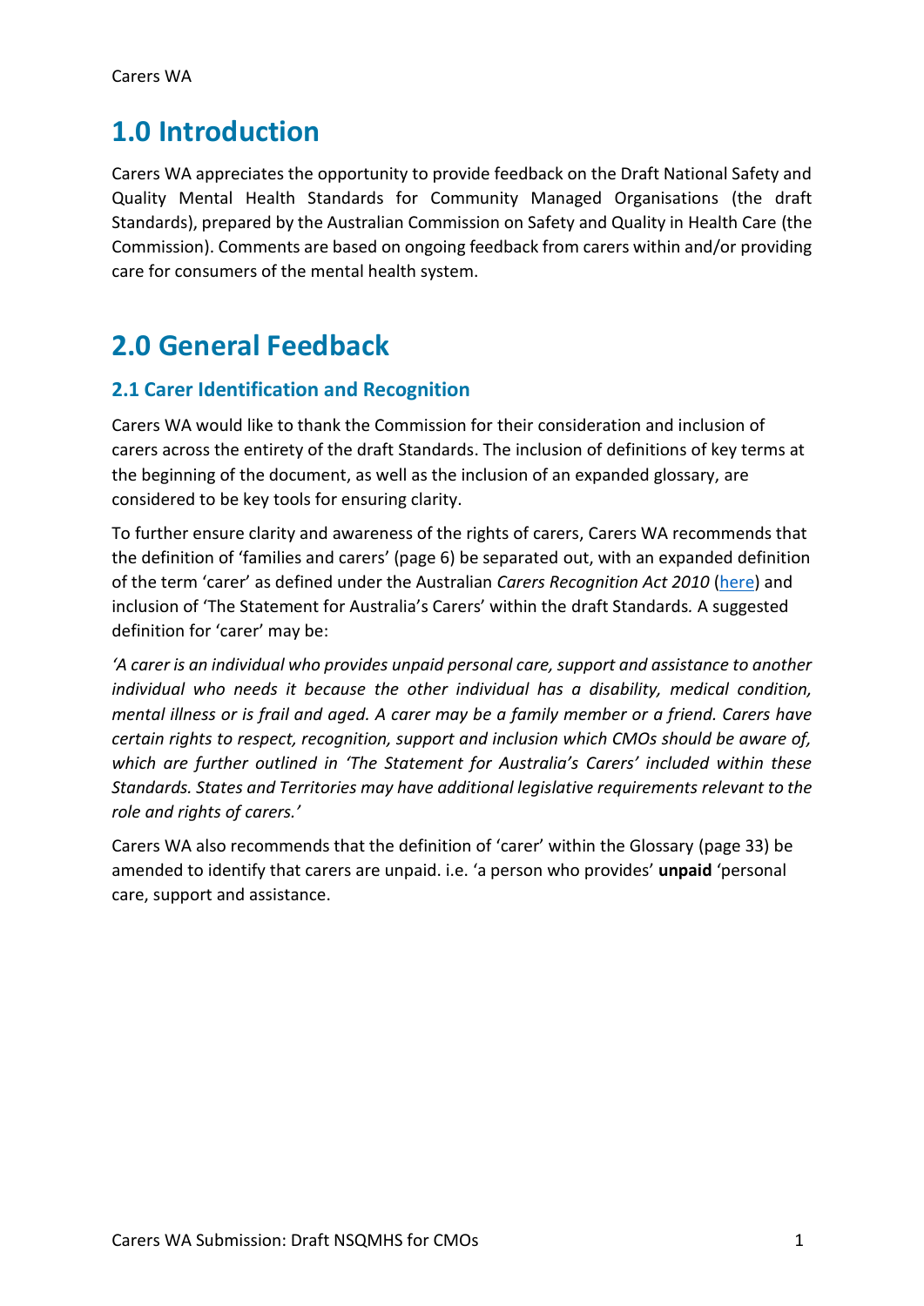# 1.0 Introduction

Carers WA appreciates the opportunity to provide feedback on the Draft National Safety and Quality Mental Health Standards for Community Managed Organisations (the draft Standards), prepared by the Australian Commission on Safety and Quality in Health Care (the Commission). Comments are based on ongoing feedback from carers within and/or providing care for consumers of the mental health system.

# 2.0 General Feedback

## 2.1 Carer Identification and Recognition

Carers WA would like to thank the Commission for their consideration and inclusion of carers across the entirety of the draft Standards. The inclusion of definitions of key terms at the beginning of the document, as well as the inclusion of an expanded glossary, are considered to be key tools for ensuring clarity.

To further ensure clarity and awareness of the rights of carers, Carers WA recommends that the definition of 'families and carers' (page 6) be separated out, with an expanded definition of the term 'carer' as defined under the Australian *Carers Recognition Act 2010* (here) and inclusion of 'The Statement for Australia's Carers' within the draft Standards. A suggested definition for 'carer' may be:

*'A carer is an individual who provides unpaid personal care, support and assistance to another individual who needs it because the other individual has a disability, medical condition, mental illness or is frail and aged. A carer may be a family member or a friend. Carers have certain rights to respect, recognition, support and inclusion which CMOs should be aware of, which are further outlined in 'The Statement for Australia's Carers' included within these Standards. States and Territories may have additional legislative requirements relevant to the role and rights of carers.'*

Carers WA also recommends that the definition of 'carer' within the Glossary (page 33) be amended to identify that carers are unpaid. i.e. 'a person who provides' **unpaid** 'personal care, support and assistance.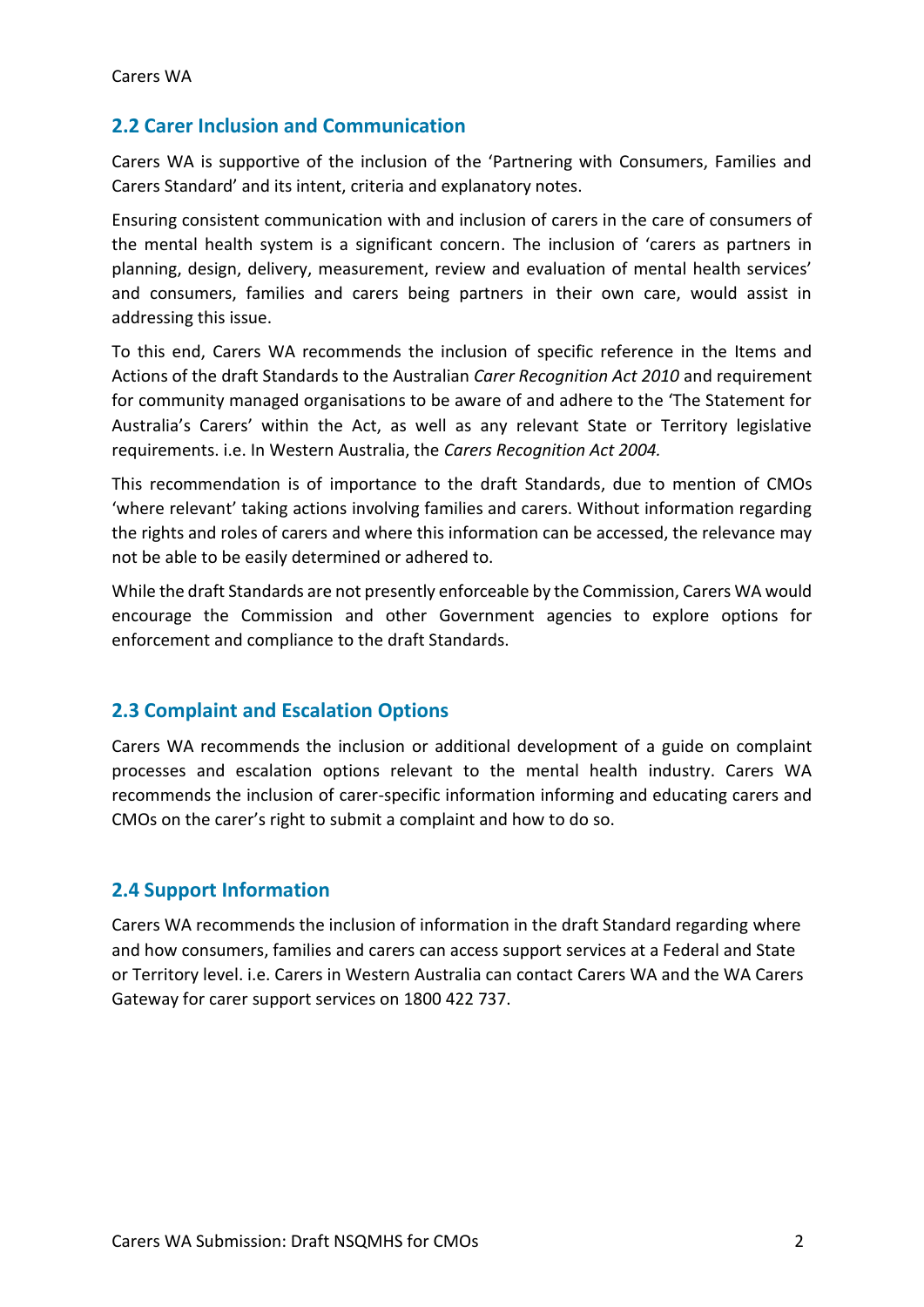## 2.2 Carer Inclusion and Communication

Carers WA is supportive of the inclusion of the 'Partnering with Consumers, Families and Carers Standard' and its intent, criteria and explanatory notes.

Ensuring consistent communication with and inclusion of carers in the care of consumers of the mental health system is a significant concern. The inclusion of 'carers as partners in planning, design, delivery, measurement, review and evaluation of mental health services' and consumers, families and carers being partners in their own care, would assist in addressing this issue.

To this end, Carers WA recommends the inclusion of specific reference in the Items and Actions of the draft Standards to the Australian *Carer Recognition Act 2010* and requirement for community managed organisations to be aware of and adhere to the 'The Statement for Australia's Carers' within the Act, as well as any relevant State or Territory legislative requirements. i.e. In Western Australia, the *Carers Recognition Act 2004.*

This recommendation is of importance to the draft Standards, due to mention of CMOs 'where relevant' taking actions involving families and carers. Without information regarding the rights and roles of carers and where this information can be accessed, the relevance may not be able to be easily determined or adhered to.

While the draft Standards are not presently enforceable by the Commission, Carers WA would encourage the Commission and other Government agencies to explore options for enforcement and compliance to the draft Standards.

## 2.3 Complaint and Escalation Options

Carers WA recommends the inclusion or additional development of a guide on complaint processes and escalation options relevant to the mental health industry. Carers WA recommends the inclusion of carer-specific information informing and educating carers and CMOs on the carer's right to submit a complaint and how to do so.

## 2.4 Support Information

Carers WA recommends the inclusion of information in the draft Standard regarding where and how consumers, families and carers can access support services at a Federal and State or Territory level. i.e. Carers in Western Australia can contact Carers WA and the WA Carers Gateway for carer support services on 1800 422 737.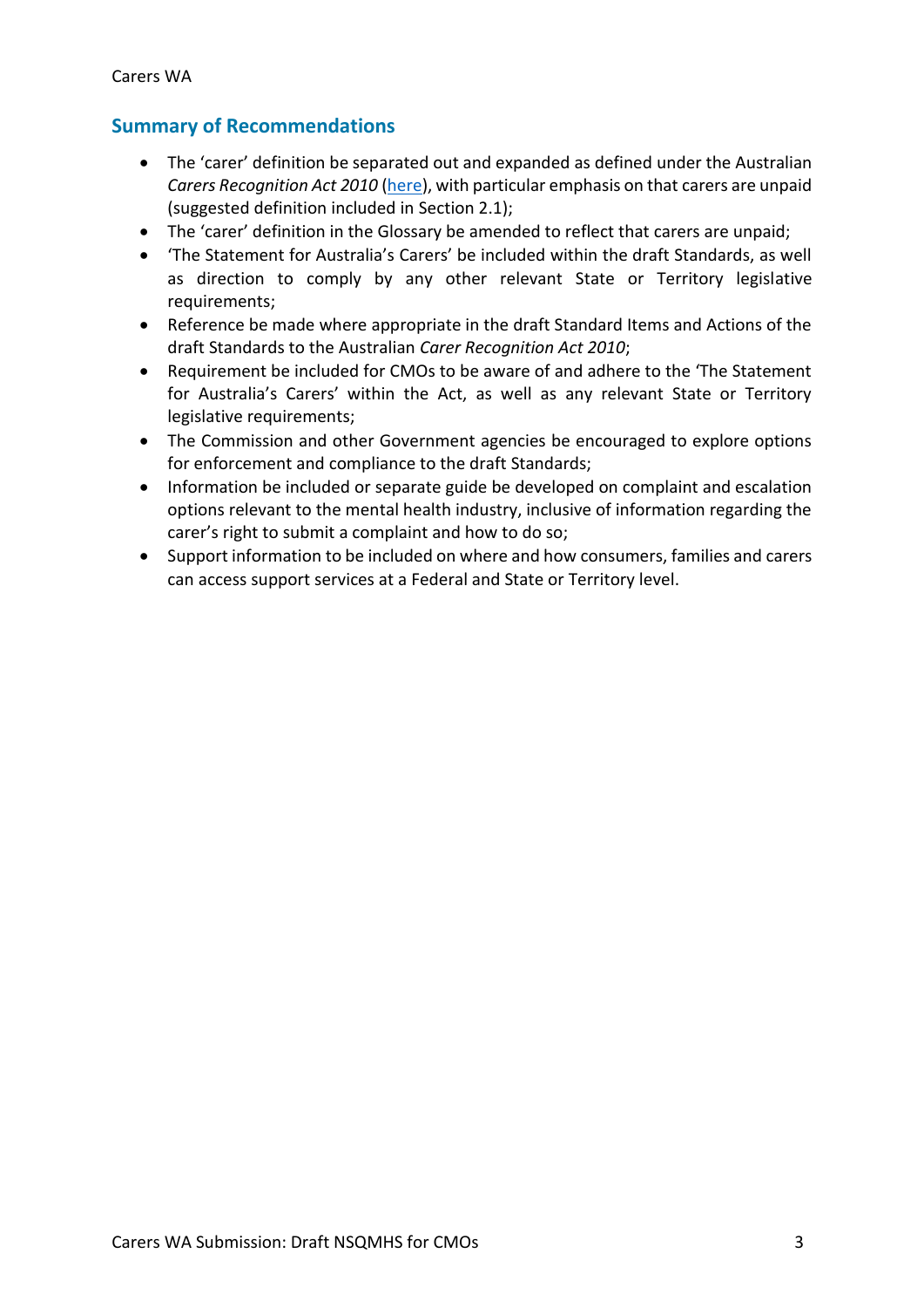## Summary of Recommendations

- The 'carer' definition be separated out and expanded as defined under the Australian *Carers Recognition Act 2010* (here), with particular emphasis on that carers are unpaid (suggested definition included in Section 2.1);
- The 'carer' definition in the Glossary be amended to reflect that carers are unpaid;
- 'The Statement for Australia's Carers' be included within the draft Standards, as well as direction to comply by any other relevant State or Territory legislative requirements;
- Reference be made where appropriate in the draft Standard Items and Actions of the draft Standards to the Australian *Carer Recognition Act 2010*;
- Requirement be included for CMOs to be aware of and adhere to the 'The Statement for Australia's Carers' within the Act, as well as any relevant State or Territory legislative requirements;
- The Commission and other Government agencies be encouraged to explore options for enforcement and compliance to the draft Standards;
- Information be included or separate guide be developed on complaint and escalation options relevant to the mental health industry, inclusive of information regarding the carer's right to submit a complaint and how to do so;
- Support information to be included on where and how consumers, families and carers can access support services at a Federal and State or Territory level.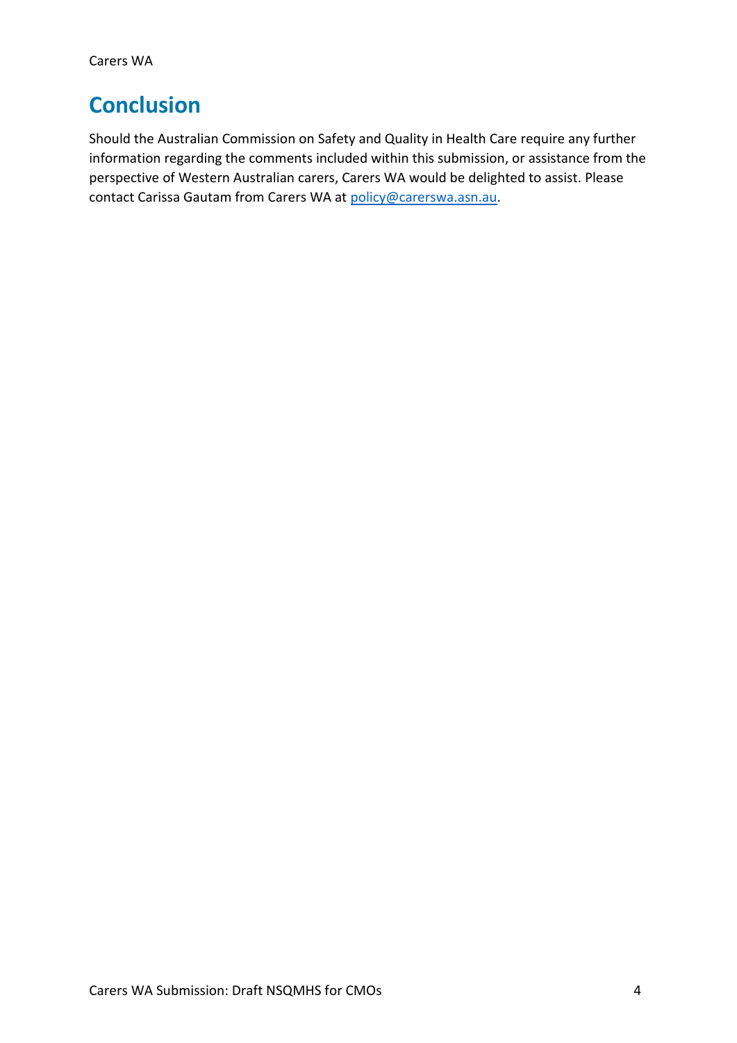## Conclusion

Should the Australian Commission on Safety and Quality in Health Care require any further information regarding the comments included within this submission, or assistance from the perspective of Western Australian carers, Carers WA would be delighted to assist. Please contact Carissa Gautam from Carers WA at policy@carerswa.asn.au.